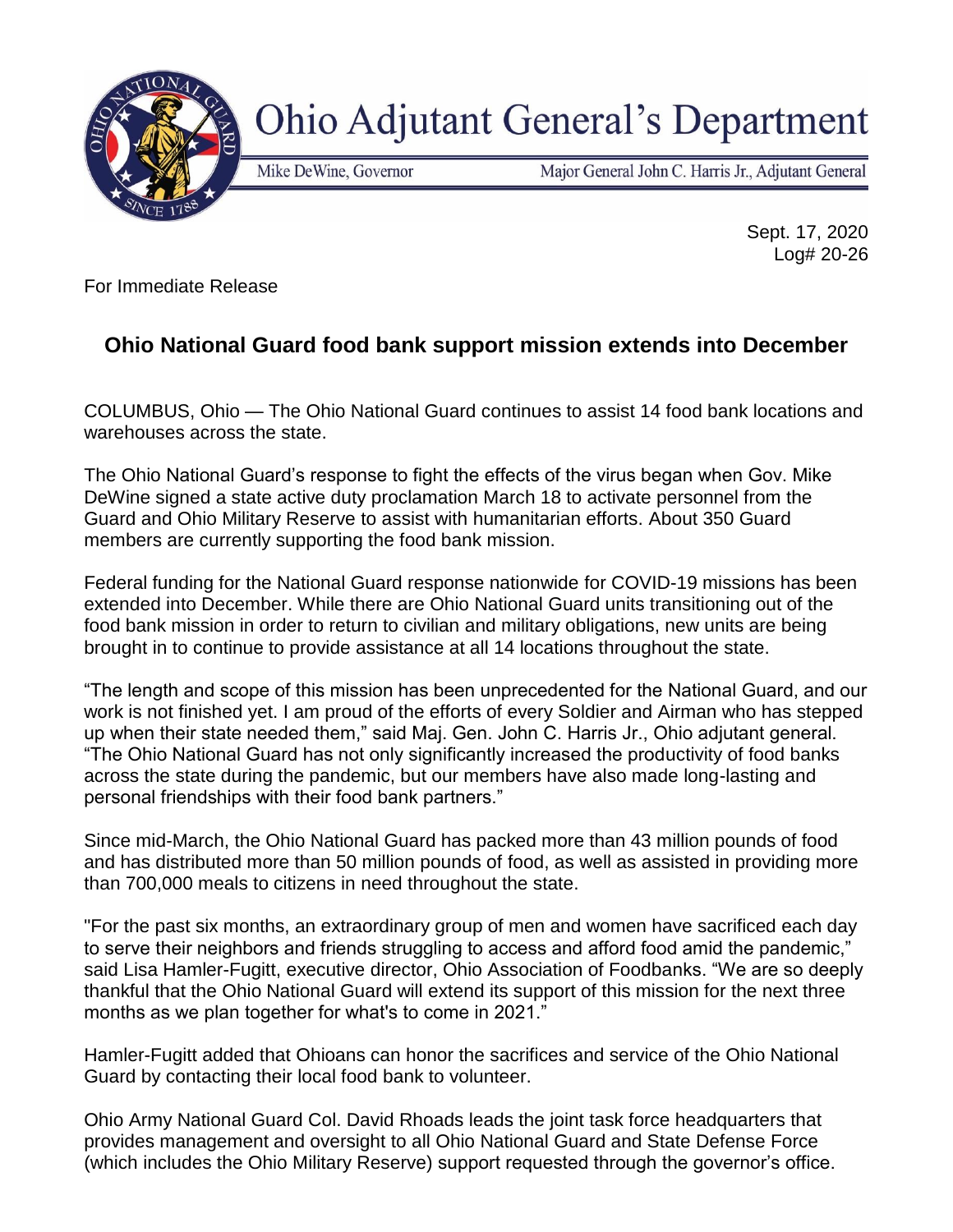# Ohio Adjutant General's Department

Mike DeWine, Governor

Major General John C. Harris Jr., Adjutant General

Sept. 17, 2020
Log# 20-26

For Immediate Release

## Ohio National Guard food bank support mission extends into December

COLUMBUS, Ohio — The Ohio National Guard continues to assist 14 food bank locations and warehouses across the state.

The Ohio National Guard's response to fight the effects of the virus began when Gov. Mike DeWine signed a state active duty proclamation March 18 to activate personnel from the Guard and Ohio Military Reserve to assist with humanitarian efforts. About 350 Guard members are currently supporting the food bank mission.

Federal funding for the National Guard response nationwide for COVID-19 missions has been extended into December. While there are Ohio National Guard units transitioning out of the food bank mission in order to return to civilian and military obligations, new units are being brought in to continue to provide assistance at all 14 locations throughout the state.

"The length and scope of this mission has been unprecedented for the National Guard, and our work is not finished yet. I am proud of the efforts of every Soldier and Airman who has stepped up when their state needed them," said Maj. Gen. John C. Harris Jr., Ohio adjutant general. "The Ohio National Guard has not only significantly increased the productivity of food banks across the state during the pandemic, but our members have also made long-lasting and personal friendships with their food bank partners."

Since mid-March, the Ohio National Guard has packed more than 43 million pounds of food and has distributed more than 50 million pounds of food, as well as assisted in providing more than 700,000 meals to citizens in need throughout the state.

"For the past six months, an extraordinary group of men and women have sacrificed each day to serve their neighbors and friends struggling to access and afford food amid the pandemic," said Lisa Hamler-Fugitt, executive director, Ohio Association of Foodbanks. "We are so deeply thankful that the Ohio National Guard will extend its support of this mission for the next three months as we plan together for what's to come in 2021."

Hamler-Fugitt added that Ohioans can honor the sacrifices and service of the Ohio National Guard by contacting their local food bank to volunteer.

Ohio Army National Guard Col. David Rhoads leads the joint task force headquarters that provides management and oversight to all Ohio National Guard and State Defense Force (which includes the Ohio Military Reserve) support requested through the governor's office.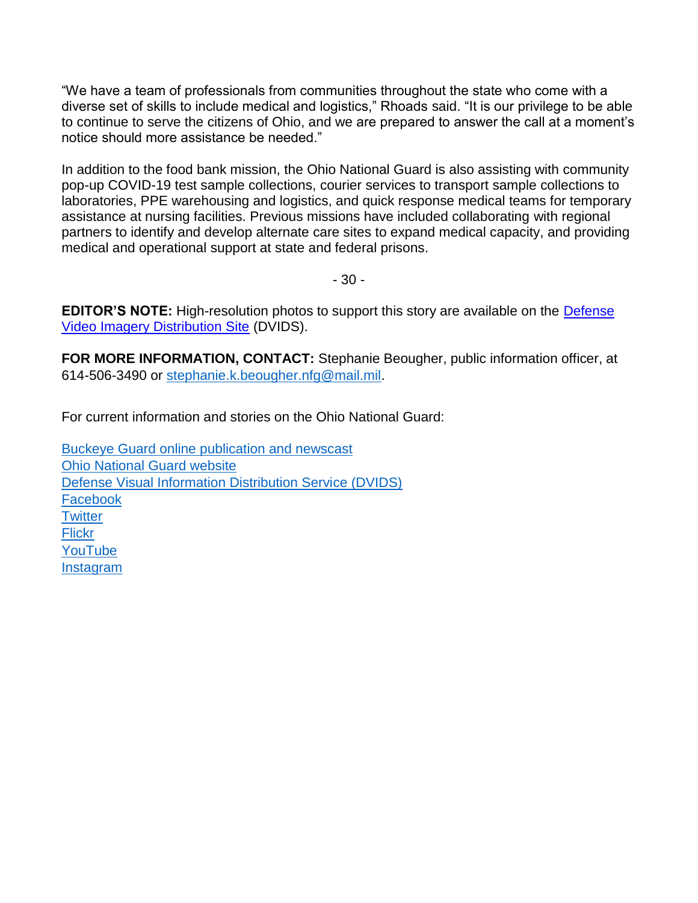"We have a team of professionals from communities throughout the state who come with a diverse set of skills to include medical and logistics," Rhoads said. "It is our privilege to be able to continue to serve the citizens of Ohio, and we are prepared to answer the call at a moment's notice should more assistance be needed."

In addition to the food bank mission, the Ohio National Guard is also assisting with community pop-up COVID-19 test sample collections, courier services to transport sample collections to laboratories, PPE warehousing and logistics, and quick response medical teams for temporary assistance at nursing facilities. Previous missions have included collaborating with regional partners to identify and develop alternate care sites to expand medical capacity, and providing medical and operational support at state and federal prisons.

- 30 -

**EDITOR'S NOTE:** High-resolution photos to support this story are available on the Defense Video Imagery Distribution Site (DVIDS).

**FOR MORE INFORMATION, CONTACT:** Stephanie Beougher, public information officer, at 614-506-3490 or stephanie.k.beougher.nfg@mail.mil.

For current information and stories on the Ohio National Guard:

Buckeye Guard online publication and newscast
Ohio National Guard website
Defense Visual Information Distribution Service (DVIDS)
Facebook
Twitter
Flickr
YouTube
Instagram